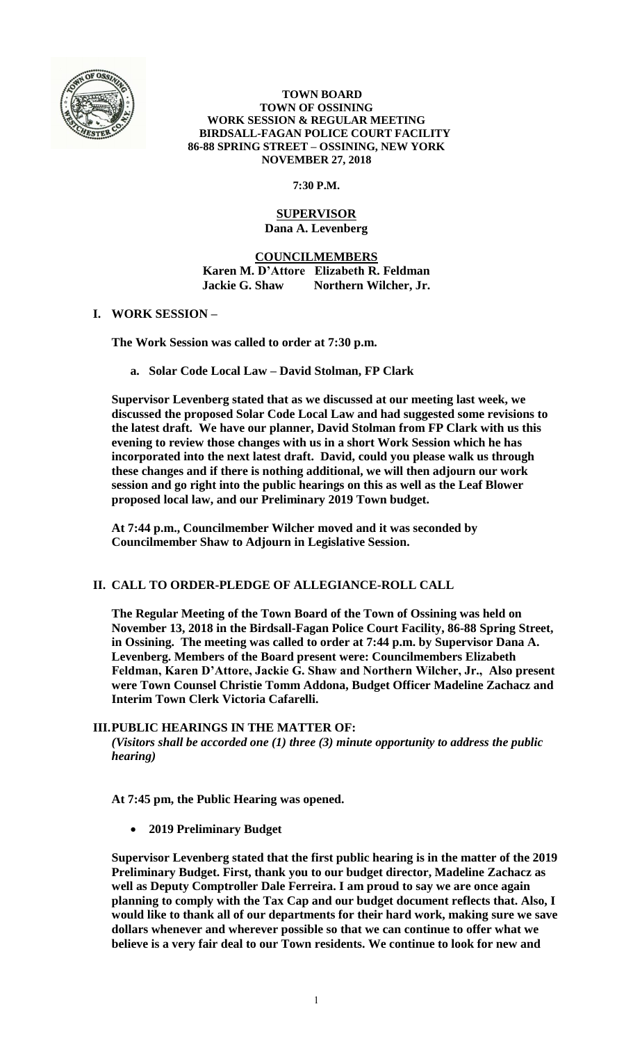**TOWN BOARD**
**TOWN OF OSSINING**
**WORK SESSION & REGULAR MEETING**
**BIRDSALL-FAGAN POLICE COURT FACILITY**
**86-88 SPRING STREET – OSSINING, NEW YORK**
**NOVEMBER 27, 2018**

**7:30 P.M.**

**SUPERVISOR**
**Dana A. Levenberg**

**COUNCILMEMBERS**
**Karen M. D'Attore Elizabeth R. Feldman**
**Jackie G. Shaw Northern Wilcher, Jr.**

## I. WORK SESSION –

**The Work Session was called to order at 7:30 p.m.**

**a. Solar Code Local Law – David Stolman, FP Clark**

**Supervisor Levenberg stated that as we discussed at our meeting last week, we discussed the proposed Solar Code Local Law and had suggested some revisions to the latest draft. We have our planner, David Stolman from FP Clark with us this evening to review those changes with us in a short Work Session which he has incorporated into the next latest draft. David, could you please walk us through these changes and if there is nothing additional, we will then adjourn our work session and go right into the public hearings on this as well as the Leaf Blower proposed local law, and our Preliminary 2019 Town budget.**

**At 7:44 p.m., Councilmember Wilcher moved and it was seconded by Councilmember Shaw to Adjourn in Legislative Session.**

## II. CALL TO ORDER-PLEDGE OF ALLEGIANCE-ROLL CALL

**The Regular Meeting of the Town Board of the Town of Ossining was held on November 13, 2018 in the Birdsall-Fagan Police Court Facility, 86-88 Spring Street, in Ossining. The meeting was called to order at 7:44 p.m. by Supervisor Dana A. Levenberg. Members of the Board present were: Councilmembers Elizabeth Feldman, Karen D'Attore, Jackie G. Shaw and Northern Wilcher, Jr., Also present were Town Counsel Christie Tomm Addona, Budget Officer Madeline Zachacz and Interim Town Clerk Victoria Cafarelli.**

## III. PUBLIC HEARINGS IN THE MATTER OF:

***(Visitors shall be accorded one (1) three (3) minute opportunity to address the public hearing)***

**At 7:45 pm, the Public Hearing was opened.**

- **2019 Preliminary Budget**

**Supervisor Levenberg stated that the first public hearing is in the matter of the 2019 Preliminary Budget. First, thank you to our budget director, Madeline Zachacz as well as Deputy Comptroller Dale Ferreira. I am proud to say we are once again planning to comply with the Tax Cap and our budget document reflects that. Also, I would like to thank all of our departments for their hard work, making sure we save dollars whenever and wherever possible so that we can continue to offer what we believe is a very fair deal to our Town residents. We continue to look for new and**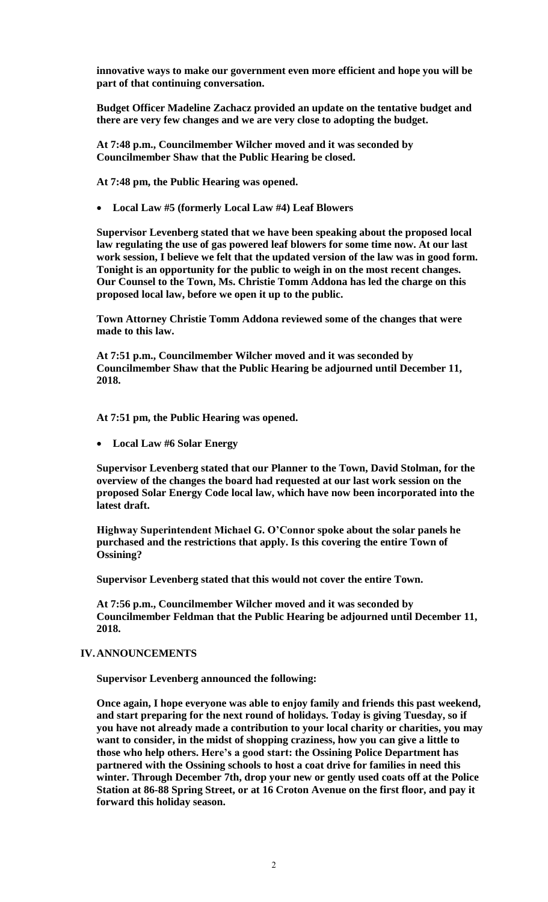**innovative ways to make our government even more efficient and hope you will be part of that continuing conversation.**

**Budget Officer Madeline Zachacz provided an update on the tentative budget and there are very few changes and we are very close to adopting the budget.**

**At 7:48 p.m., Councilmember Wilcher moved and it was seconded by Councilmember Shaw that the Public Hearing be closed.**

**At 7:48 pm, the Public Hearing was opened.**

- **Local Law #5 (formerly Local Law #4) Leaf Blowers**

**Supervisor Levenberg stated that we have been speaking about the proposed local law regulating the use of gas powered leaf blowers for some time now. At our last work session, I believe we felt that the updated version of the law was in good form. Tonight is an opportunity for the public to weigh in on the most recent changes. Our Counsel to the Town, Ms. Christie Tomm Addona has led the charge on this proposed local law, before we open it up to the public.**

**Town Attorney Christie Tomm Addona reviewed some of the changes that were made to this law.**

**At 7:51 p.m., Councilmember Wilcher moved and it was seconded by Councilmember Shaw that the Public Hearing be adjourned until December 11, 2018.**

**At 7:51 pm, the Public Hearing was opened.**

- **Local Law #6 Solar Energy**

**Supervisor Levenberg stated that our Planner to the Town, David Stolman, for the overview of the changes the board had requested at our last work session on the proposed Solar Energy Code local law, which have now been incorporated into the latest draft.**

**Highway Superintendent Michael G. O'Connor spoke about the solar panels he purchased and the restrictions that apply. Is this covering the entire Town of Ossining?**

**Supervisor Levenberg stated that this would not cover the entire Town.**

**At 7:56 p.m., Councilmember Wilcher moved and it was seconded by Councilmember Feldman that the Public Hearing be adjourned until December 11, 2018.**

## IV. ANNOUNCEMENTS

**Supervisor Levenberg announced the following:**

**Once again, I hope everyone was able to enjoy family and friends this past weekend, and start preparing for the next round of holidays. Today is giving Tuesday, so if you have not already made a contribution to your local charity or charities, you may want to consider, in the midst of shopping craziness, how you can give a little to those who help others. Here's a good start: the Ossining Police Department has partnered with the Ossining schools to host a coat drive for families in need this winter. Through December 7th, drop your new or gently used coats off at the Police Station at 86-88 Spring Street, or at 16 Croton Avenue on the first floor, and pay it forward this holiday season.**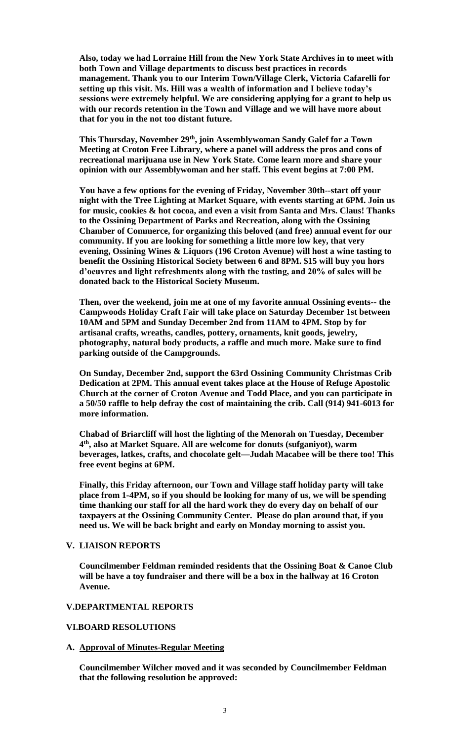**Also, today we had Lorraine Hill from the New York State Archives in to meet with both Town and Village departments to discuss best practices in records management. Thank you to our Interim Town/Village Clerk, Victoria Cafarelli for setting up this visit. Ms. Hill was a wealth of information and I believe today's sessions were extremely helpful. We are considering applying for a grant to help us with our records retention in the Town and Village and we will have more about that for you in the not too distant future.**

**This Thursday, November 29th, join Assemblywoman Sandy Galef for a Town Meeting at Croton Free Library, where a panel will address the pros and cons of recreational marijuana use in New York State. Come learn more and share your opinion with our Assemblywoman and her staff. This event begins at 7:00 PM.**

**You have a few options for the evening of Friday, November 30th--start off your night with the Tree Lighting at Market Square, with events starting at 6PM. Join us for music, cookies & hot cocoa, and even a visit from Santa and Mrs. Claus! Thanks to the Ossining Department of Parks and Recreation, along with the Ossining Chamber of Commerce, for organizing this beloved (and free) annual event for our community. If you are looking for something a little more low key, that very evening, Ossining Wines & Liquors (196 Croton Avenue) will host a wine tasting to benefit the Ossining Historical Society between 6 and 8PM. $15 will buy you hors d'oeuvres and light refreshments along with the tasting, and 20% of sales will be donated back to the Historical Society Museum.**

**Then, over the weekend, join me at one of my favorite annual Ossining events-- the Campwoods Holiday Craft Fair will take place on Saturday December 1st between 10AM and 5PM and Sunday December 2nd from 11AM to 4PM. Stop by for artisanal crafts, wreaths, candles, pottery, ornaments, knit goods, jewelry, photography, natural body products, a raffle and much more. Make sure to find parking outside of the Campgrounds.**

**On Sunday, December 2nd, support the 63rd Ossining Community Christmas Crib Dedication at 2PM. This annual event takes place at the House of Refuge Apostolic Church at the corner of Croton Avenue and Todd Place, and you can participate in a 50/50 raffle to help defray the cost of maintaining the crib. Call (914) 941-6013 for more information.**

**Chabad of Briarcliff will host the lighting of the Menorah on Tuesday, December 4th, also at Market Square. All are welcome for donuts (sufganiyot), warm beverages, latkes, crafts, and chocolate gelt—Judah Macabee will be there too! This free event begins at 6PM.**

**Finally, this Friday afternoon, our Town and Village staff holiday party will take place from 1-4PM, so if you should be looking for many of us, we will be spending time thanking our staff for all the hard work they do every day on behalf of our taxpayers at the Ossining Community Center. Please do plan around that, if you need us. We will be back bright and early on Monday morning to assist you.**

## V. LIAISON REPORTS

**Councilmember Feldman reminded residents that the Ossining Boat & Canoe Club will be have a toy fundraiser and there will be a box in the hallway at 16 Croton Avenue.**

## V.DEPARTMENTAL REPORTS

## VI.BOARD RESOLUTIONS

### A. Approval of Minutes-Regular Meeting

**Councilmember Wilcher moved and it was seconded by Councilmember Feldman that the following resolution be approved:**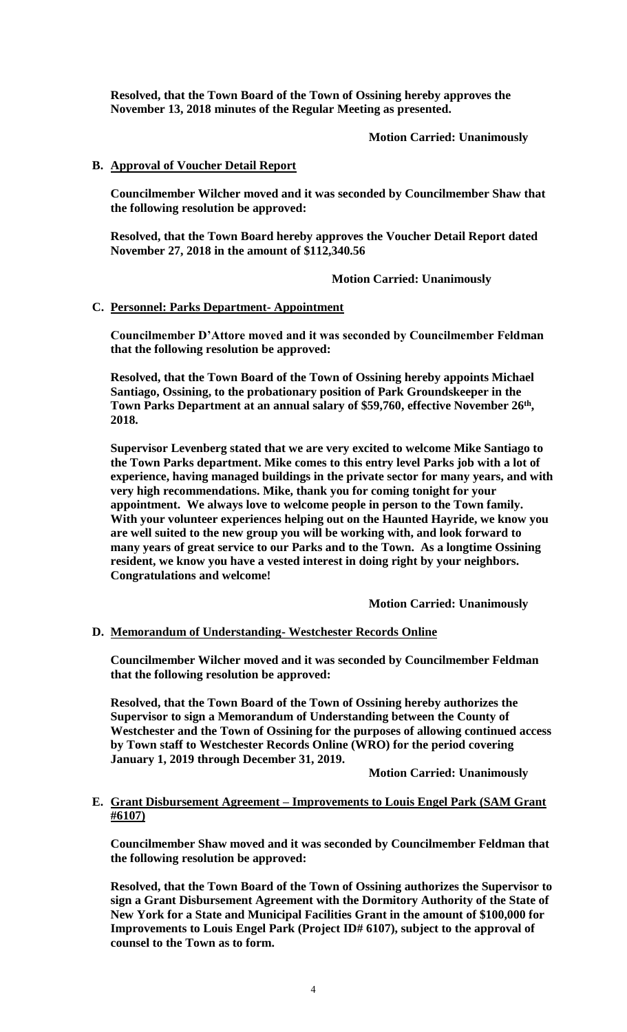**Resolved, that the Town Board of the Town of Ossining hereby approves the November 13, 2018 minutes of the Regular Meeting as presented.**

**Motion Carried: Unanimously**

**B. Approval of Voucher Detail Report**

**Councilmember Wilcher moved and it was seconded by Councilmember Shaw that the following resolution be approved:**

**Resolved, that the Town Board hereby approves the Voucher Detail Report dated November 27, 2018 in the amount of $112,340.56**

**Motion Carried: Unanimously**

**C. Personnel: Parks Department- Appointment**

**Councilmember D'Attore moved and it was seconded by Councilmember Feldman that the following resolution be approved:**

**Resolved, that the Town Board of the Town of Ossining hereby appoints Michael Santiago, Ossining, to the probationary position of Park Groundskeeper in the Town Parks Department at an annual salary of $59,760, effective November 26th, 2018.**

**Supervisor Levenberg stated that we are very excited to welcome Mike Santiago to the Town Parks department. Mike comes to this entry level Parks job with a lot of experience, having managed buildings in the private sector for many years, and with very high recommendations. Mike, thank you for coming tonight for your appointment. We always love to welcome people in person to the Town family. With your volunteer experiences helping out on the Haunted Hayride, we know you are well suited to the new group you will be working with, and look forward to many years of great service to our Parks and to the Town. As a longtime Ossining resident, we know you have a vested interest in doing right by your neighbors. Congratulations and welcome!**

**Motion Carried: Unanimously**

**D. Memorandum of Understanding- Westchester Records Online**

**Councilmember Wilcher moved and it was seconded by Councilmember Feldman that the following resolution be approved:**

**Resolved, that the Town Board of the Town of Ossining hereby authorizes the Supervisor to sign a Memorandum of Understanding between the County of Westchester and the Town of Ossining for the purposes of allowing continued access by Town staff to Westchester Records Online (WRO) for the period covering January 1, 2019 through December 31, 2019.**

**Motion Carried: Unanimously**

**E. Grant Disbursement Agreement – Improvements to Louis Engel Park (SAM Grant #6107)**

**Councilmember Shaw moved and it was seconded by Councilmember Feldman that the following resolution be approved:**

**Resolved, that the Town Board of the Town of Ossining authorizes the Supervisor to sign a Grant Disbursement Agreement with the Dormitory Authority of the State of New York for a State and Municipal Facilities Grant in the amount of $100,000 for Improvements to Louis Engel Park (Project ID# 6107), subject to the approval of counsel to the Town as to form.**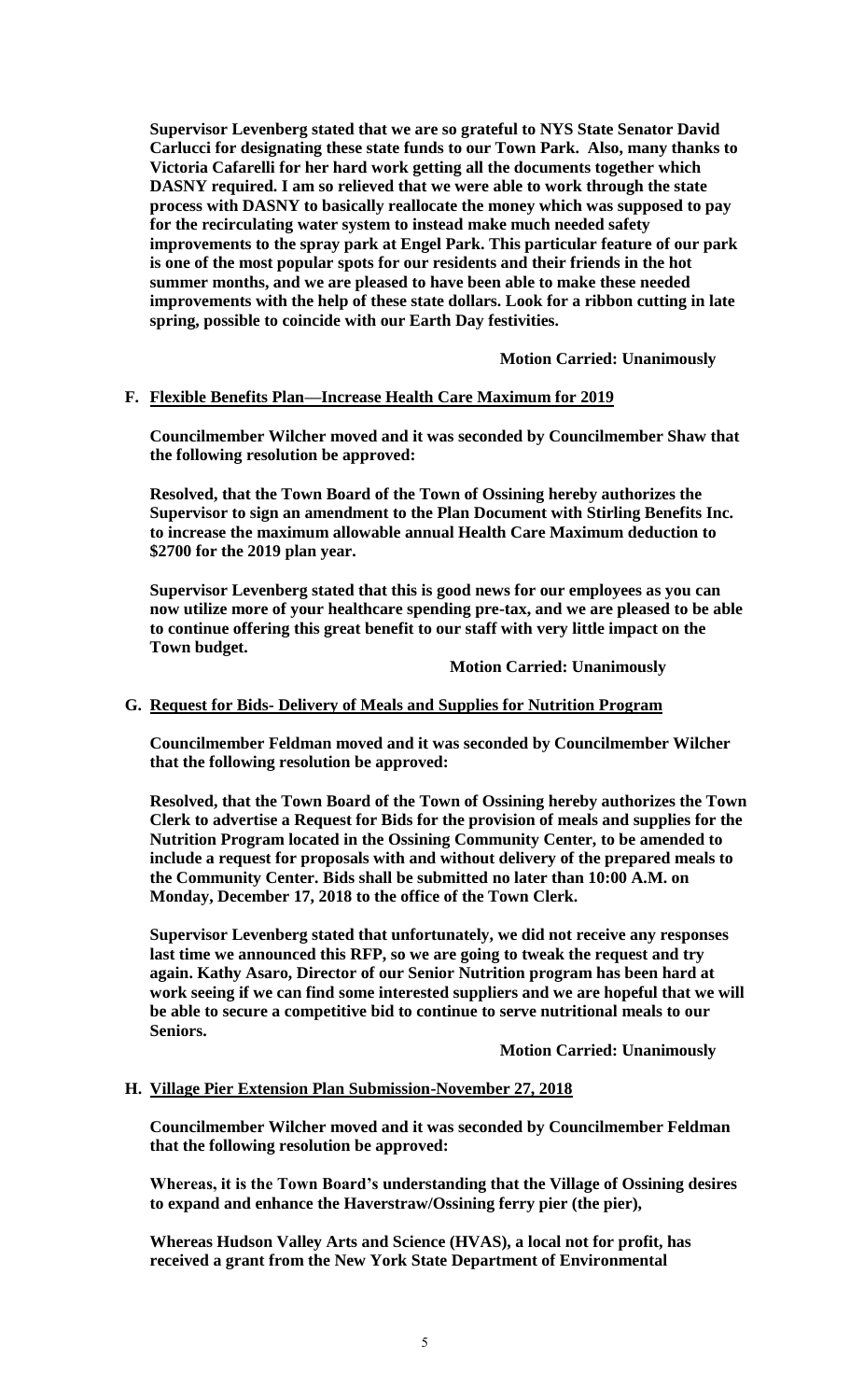**Supervisor Levenberg stated that we are so grateful to NYS State Senator David Carlucci for designating these state funds to our Town Park. Also, many thanks to Victoria Cafarelli for her hard work getting all the documents together which DASNY required. I am so relieved that we were able to work through the state process with DASNY to basically reallocate the money which was supposed to pay for the recirculating water system to instead make much needed safety improvements to the spray park at Engel Park. This particular feature of our park is one of the most popular spots for our residents and their friends in the hot summer months, and we are pleased to have been able to make these needed improvements with the help of these state dollars. Look for a ribbon cutting in late spring, possible to coincide with our Earth Day festivities.**

**Motion Carried: Unanimously**

**F. Flexible Benefits Plan—Increase Health Care Maximum for 2019**

**Councilmember Wilcher moved and it was seconded by Councilmember Shaw that the following resolution be approved:**

**Resolved, that the Town Board of the Town of Ossining hereby authorizes the Supervisor to sign an amendment to the Plan Document with Stirling Benefits Inc. to increase the maximum allowable annual Health Care Maximum deduction to $2700 for the 2019 plan year.**

**Supervisor Levenberg stated that this is good news for our employees as you can now utilize more of your healthcare spending pre-tax, and we are pleased to be able to continue offering this great benefit to our staff with very little impact on the Town budget.**

**Motion Carried: Unanimously**

**G. Request for Bids- Delivery of Meals and Supplies for Nutrition Program**

**Councilmember Feldman moved and it was seconded by Councilmember Wilcher that the following resolution be approved:**

**Resolved, that the Town Board of the Town of Ossining hereby authorizes the Town Clerk to advertise a Request for Bids for the provision of meals and supplies for the Nutrition Program located in the Ossining Community Center, to be amended to include a request for proposals with and without delivery of the prepared meals to the Community Center. Bids shall be submitted no later than 10:00 A.M. on Monday, December 17, 2018 to the office of the Town Clerk.**

**Supervisor Levenberg stated that unfortunately, we did not receive any responses last time we announced this RFP, so we are going to tweak the request and try again. Kathy Asaro, Director of our Senior Nutrition program has been hard at work seeing if we can find some interested suppliers and we are hopeful that we will be able to secure a competitive bid to continue to serve nutritional meals to our Seniors.**

**Motion Carried: Unanimously**

**H. Village Pier Extension Plan Submission-November 27, 2018**

**Councilmember Wilcher moved and it was seconded by Councilmember Feldman that the following resolution be approved:**

**Whereas, it is the Town Board's understanding that the Village of Ossining desires to expand and enhance the Haverstraw/Ossining ferry pier (the pier),**

**Whereas Hudson Valley Arts and Science (HVAS), a local not for profit, has received a grant from the New York State Department of Environmental**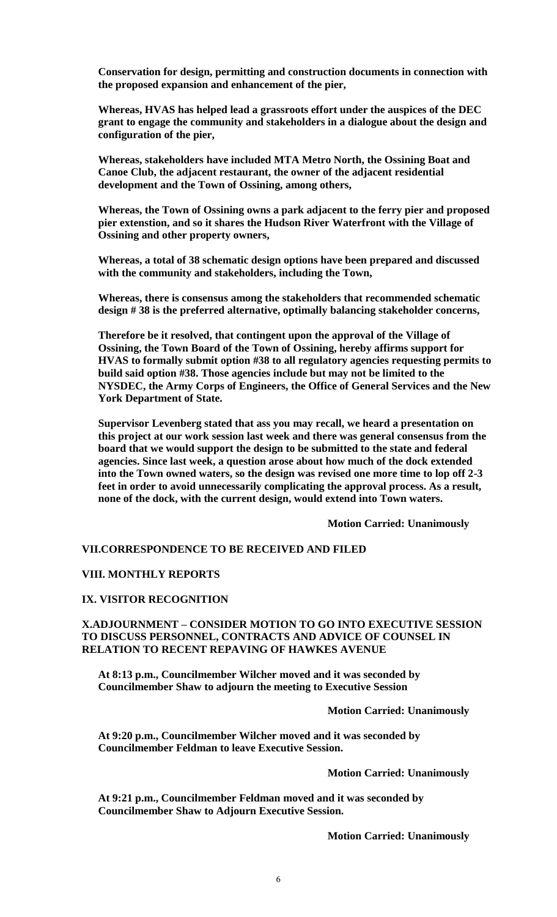**Conservation for design, permitting and construction documents in connection with the proposed expansion and enhancement of the pier,**

**Whereas, HVAS has helped lead a grassroots effort under the auspices of the DEC grant to engage the community and stakeholders in a dialogue about the design and configuration of the pier,**

**Whereas, stakeholders have included MTA Metro North, the Ossining Boat and Canoe Club, the adjacent restaurant, the owner of the adjacent residential development and the Town of Ossining, among others,**

**Whereas, the Town of Ossining owns a park adjacent to the ferry pier and proposed pier extenstion, and so it shares the Hudson River Waterfront with the Village of Ossining and other property owners,**

**Whereas, a total of 38 schematic design options have been prepared and discussed with the community and stakeholders, including the Town,**

**Whereas, there is consensus among the stakeholders that recommended schematic design # 38 is the preferred alternative, optimally balancing stakeholder concerns,**

**Therefore be it resolved, that contingent upon the approval of the Village of Ossining, the Town Board of the Town of Ossining, hereby affirms support for HVAS to formally submit option #38 to all regulatory agencies requesting permits to build said option #38. Those agencies include but may not be limited to the NYSDEC, the Army Corps of Engineers, the Office of General Services and the New York Department of State.**

**Supervisor Levenberg stated that ass you may recall, we heard a presentation on this project at our work session last week and there was general consensus from the board that we would support the design to be submitted to the state and federal agencies. Since last week, a question arose about how much of the dock extended into the Town owned waters, so the design was revised one more time to lop off 2-3 feet in order to avoid unnecessarily complicating the approval process. As a result, none of the dock, with the current design, would extend into Town waters.**

**Motion Carried: Unanimously**

## VII.CORRESPONDENCE TO BE RECEIVED AND FILED

## VIII. MONTHLY REPORTS

## IX. VISITOR RECOGNITION

## X.ADJOURNMENT – CONSIDER MOTION TO GO INTO EXECUTIVE SESSION TO DISCUSS PERSONNEL, CONTRACTS AND ADVICE OF COUNSEL IN RELATION TO RECENT REPAVING OF HAWKES AVENUE

**At 8:13 p.m., Councilmember Wilcher moved and it was seconded by Councilmember Shaw to adjourn the meeting to Executive Session**

**Motion Carried: Unanimously**

**At 9:20 p.m., Councilmember Wilcher moved and it was seconded by Councilmember Feldman to leave Executive Session.**

**Motion Carried: Unanimously**

**At 9:21 p.m., Councilmember Feldman moved and it was seconded by Councilmember Shaw to Adjourn Executive Session.**

**Motion Carried: Unanimously**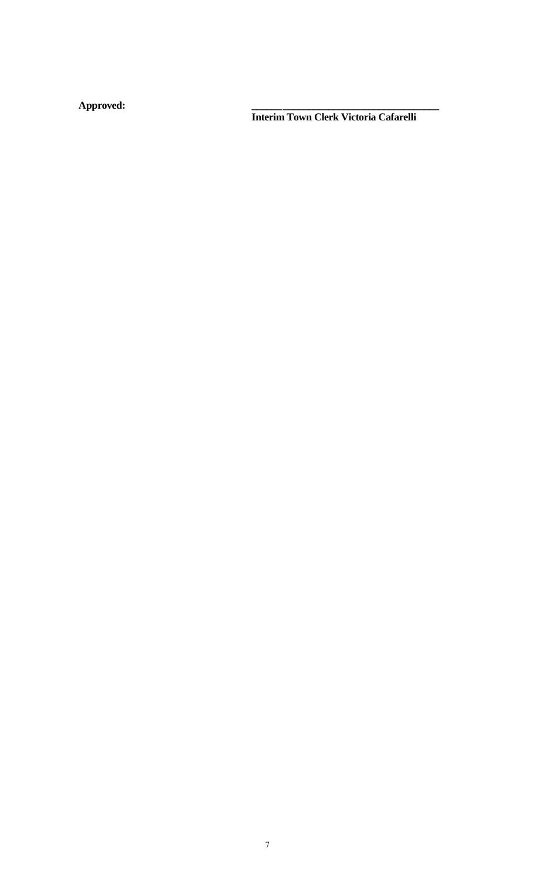**Approved:** ________________________________________

**Interim Town Clerk Victoria Cafarelli**